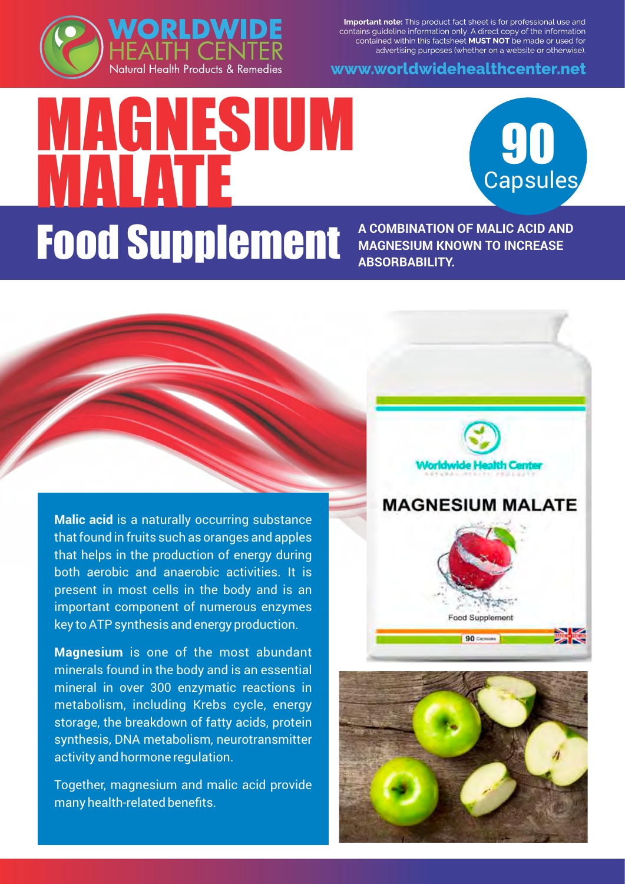**WORLDWIDE HEALTH CENTER**
Natural Health Products & Remedies

**Important note:** This product fact sheet is for professional use and contains guideline information only. A direct copy of the information contained within this factsheet **MUST NOT** be made or used for advertising purposes (whether on a website or otherwise).

www.worldwidehealthcenter.net

# MAGNESIUM MALATE

**90 Capsules**

## Food Supplement

**A COMBINATION OF MALIC ACID AND MAGNESIUM KNOWN TO INCREASE ABSORBABILITY.**

**Malic acid** is a naturally occurring substance that found in fruits such as oranges and apples that helps in the production of energy during both aerobic and anaerobic activities. It is present in most cells in the body and is an important component of numerous enzymes key to ATP synthesis and energy production.

**Magnesium** is one of the most abundant minerals found in the body and is an essential mineral in over 300 enzymatic reactions in metabolism, including Krebs cycle, energy storage, the breakdown of fatty acids, protein synthesis, DNA metabolism, neurotransmitter activity and hormone regulation.

Together, magnesium and malic acid provide many health-related benefits.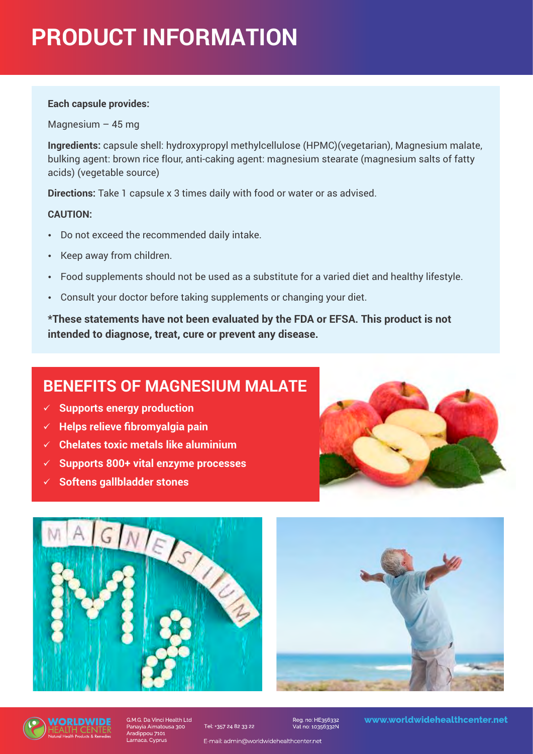# PRODUCT INFORMATION

**Each capsule provides:**

Magnesium – 45 mg

**Ingredients:** capsule shell: hydroxypropyl methylcellulose (HPMC)(vegetarian), Magnesium malate, bulking agent: brown rice flour, anti-caking agent: magnesium stearate (magnesium salts of fatty acids) (vegetable source)

**Directions:** Take 1 capsule x 3 times daily with food or water or as advised.

**CAUTION:**

- Do not exceed the recommended daily intake.
- Keep away from children.
- Food supplements should not be used as a substitute for a varied diet and healthy lifestyle.
- Consult your doctor before taking supplements or changing your diet.

***These statements have not been evaluated by the FDA or EFSA. This product is not intended to diagnose, treat, cure or prevent any disease.**

## BENEFITS OF MAGNESIUM MALATE

- ✓ **Supports energy production**
- ✓ **Helps relieve fibromyalgia pain**
- ✓ **Chelates toxic metals like aluminium**
- ✓ **Supports 800+ vital enzyme processes**
- ✓ **Softens gallbladder stones**

G.M.G. Da Vinci Health Ltd
Panayia Aimatousa 300
Aradippou 7101
Larnaca, Cyprus

Tel: +357 24 82 33 22

E-mail: admin@worldwidehealthcenter.net

Reg. no: HE356332
Vat no: 10356332N

www.worldwidehealthcenter.net